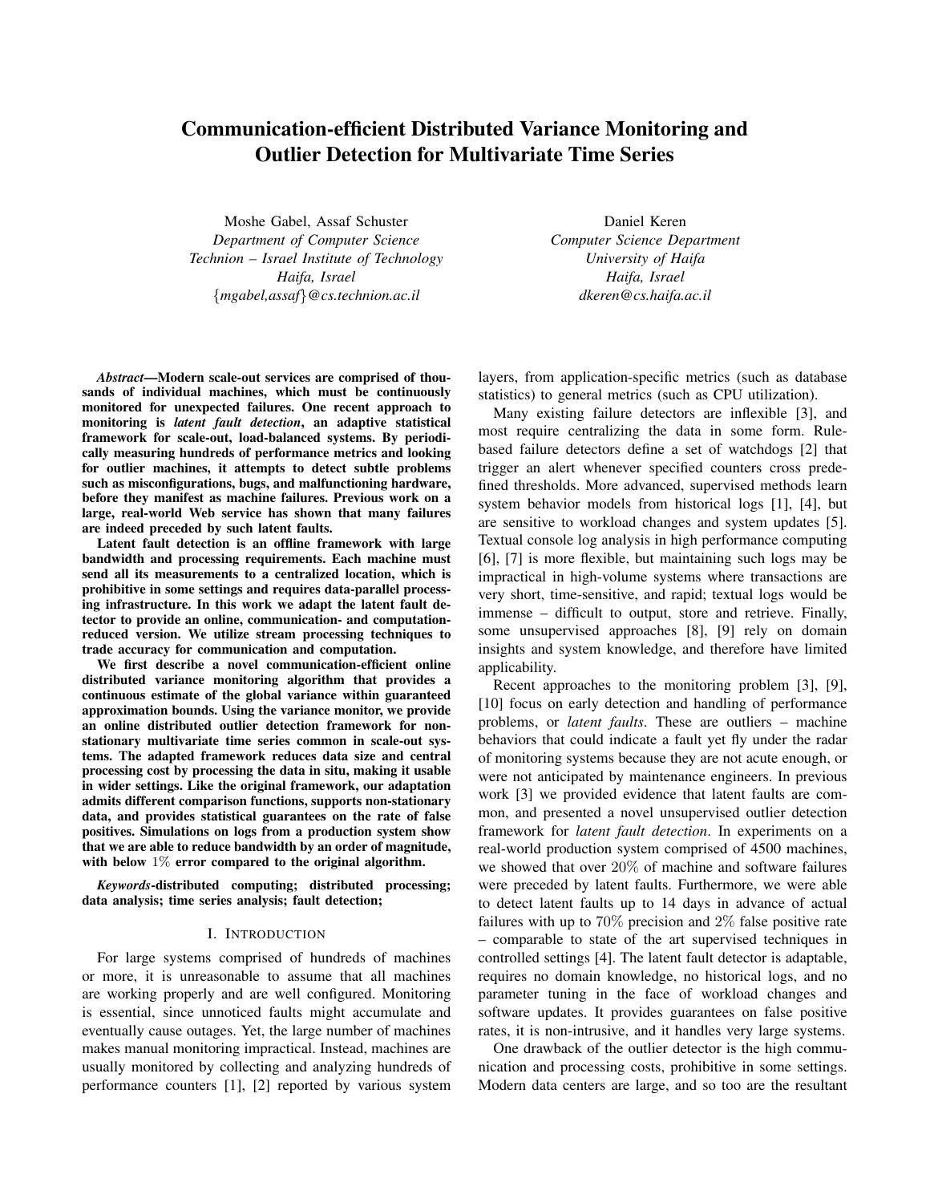# Communication-efficient Distributed Variance Monitoring and Outlier Detection for Multivariate Time Series

Moshe Gabel, Assaf Schuster
*Department of Computer Science*
*Technion – Israel Institute of Technology*
*Haifa, Israel*
*{mgabel,assaf}@cs.technion.ac.il*

Daniel Keren
*Computer Science Department*
*University of Haifa*
*Haifa, Israel*
*dkeren@cs.haifa.ac.il*

***Abstract*—Modern scale-out services are comprised of thousands of individual machines, which must be continuously monitored for unexpected failures. One recent approach to monitoring is *latent fault detection*, an adaptive statistical framework for scale-out, load-balanced systems. By periodically measuring hundreds of performance metrics and looking for outlier machines, it attempts to detect subtle problems such as misconfigurations, bugs, and malfunctioning hardware, before they manifest as machine failures. Previous work on a large, real-world Web service has shown that many failures are indeed preceded by such latent faults.**

**Latent fault detection is an offline framework with large bandwidth and processing requirements. Each machine must send all its measurements to a centralized location, which is prohibitive in some settings and requires data-parallel processing infrastructure. In this work we adapt the latent fault detector to provide an online, communication- and computation-reduced version. We utilize stream processing techniques to trade accuracy for communication and computation.**

**We first describe a novel communication-efficient online distributed variance monitoring algorithm that provides a continuous estimate of the global variance within guaranteed approximation bounds. Using the variance monitor, we provide an online distributed outlier detection framework for non-stationary multivariate time series common in scale-out systems. The adapted framework reduces data size and central processing cost by processing the data in situ, making it usable in wider settings. Like the original framework, our adaptation admits different comparison functions, supports non-stationary data, and provides statistical guarantees on the rate of false positives. Simulations on logs from a production system show that we are able to reduce bandwidth by an order of magnitude, with below $1\%$ error compared to the original algorithm.**

***Keywords*-distributed computing; distributed processing; data analysis; time series analysis; fault detection;**

## I. Introduction

For large systems comprised of hundreds of machines or more, it is unreasonable to assume that all machines are working properly and are well configured. Monitoring is essential, since unnoticed faults might accumulate and eventually cause outages. Yet, the large number of machines makes manual monitoring impractical. Instead, machines are usually monitored by collecting and analyzing hundreds of performance counters [1], [2] reported by various system layers, from application-specific metrics (such as database statistics) to general metrics (such as CPU utilization).

Many existing failure detectors are inflexible [3], and most require centralizing the data in some form. Rule-based failure detectors define a set of watchdogs [2] that trigger an alert whenever specified counters cross predefined thresholds. More advanced, supervised methods learn system behavior models from historical logs [1], [4], but are sensitive to workload changes and system updates [5]. Textual console log analysis in high performance computing [6], [7] is more flexible, but maintaining such logs may be impractical in high-volume systems where transactions are very short, time-sensitive, and rapid; textual logs would be immense – difficult to output, store and retrieve. Finally, some unsupervised approaches [8], [9] rely on domain insights and system knowledge, and therefore have limited applicability.

Recent approaches to the monitoring problem [3], [9], [10] focus on early detection and handling of performance problems, or *latent faults*. These are outliers – machine behaviors that could indicate a fault yet fly under the radar of monitoring systems because they are not acute enough, or were not anticipated by maintenance engineers. In previous work [3] we provided evidence that latent faults are common, and presented a novel unsupervised outlier detection framework for *latent fault detection*. In experiments on a real-world production system comprised of 4500 machines, we showed that over $20\%$ of machine and software failures were preceded by latent faults. Furthermore, we were able to detect latent faults up to 14 days in advance of actual failures with up to $70\%$ precision and $2\%$ false positive rate – comparable to state of the art supervised techniques in controlled settings [4]. The latent fault detector is adaptable, requires no domain knowledge, no historical logs, and no parameter tuning in the face of workload changes and software updates. It provides guarantees on false positive rates, it is non-intrusive, and it handles very large systems.

One drawback of the outlier detector is the high communication and processing costs, prohibitive in some settings. Modern data centers are large, and so too are the resultant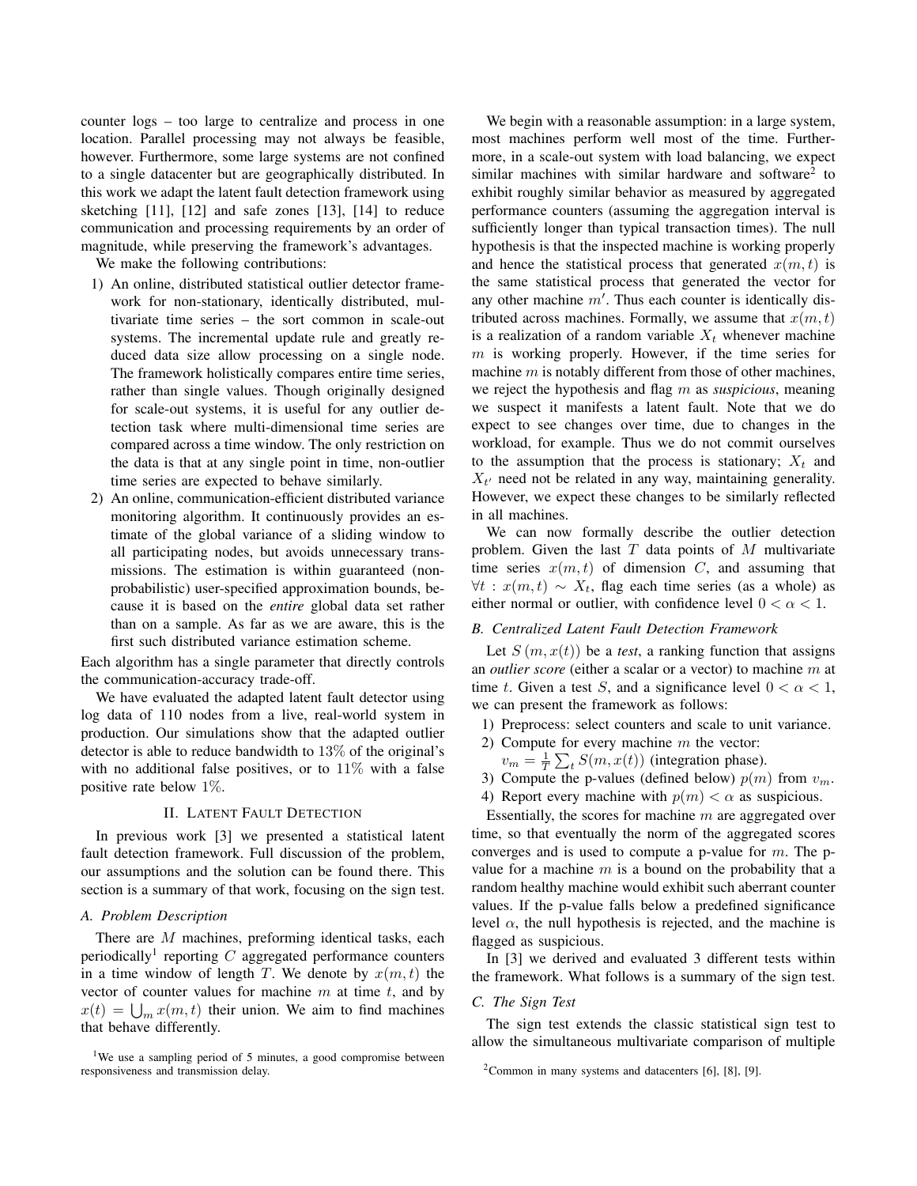counter logs – too large to centralize and process in one location. Parallel processing may not always be feasible, however. Furthermore, some large systems are not confined to a single datacenter but are geographically distributed. In this work we adapt the latent fault detection framework using sketching [11], [12] and safe zones [13], [14] to reduce communication and processing requirements by an order of magnitude, while preserving the framework's advantages.

We make the following contributions:

1) An online, distributed statistical outlier detector framework for non-stationary, identically distributed, multivariate time series – the sort common in scale-out systems. The incremental update rule and greatly reduced data size allow processing on a single node. The framework holistically compares entire time series, rather than single values. Though originally designed for scale-out systems, it is useful for any outlier detection task where multi-dimensional time series are compared across a time window. The only restriction on the data is that at any single point in time, non-outlier time series are expected to behave similarly.
2) An online, communication-efficient distributed variance monitoring algorithm. It continuously provides an estimate of the global variance of a sliding window to all participating nodes, but avoids unnecessary transmissions. The estimation is within guaranteed (non-probabilistic) user-specified approximation bounds, because it is based on the *entire* global data set rather than on a sample. As far as we are aware, this is the first such distributed variance estimation scheme.

Each algorithm has a single parameter that directly controls the communication-accuracy trade-off.

We have evaluated the adapted latent fault detector using log data of 110 nodes from a live, real-world system in production. Our simulations show that the adapted outlier detector is able to reduce bandwidth to 13% of the original's with no additional false positives, or to 11% with a false positive rate below 1%.

## II. Latent Fault Detection

In previous work [3] we presented a statistical latent fault detection framework. Full discussion of the problem, our assumptions and the solution can be found there. This section is a summary of that work, focusing on the sign test.

### A. Problem Description

There are $M$ machines, preforming identical tasks, each periodically[1] reporting $C$ aggregated performance counters in a time window of length $T$. We denote by $x(m,t)$ the vector of counter values for machine $m$ at time $t$, and by $x(t) = \bigcup_m x(m,t)$ their union. We aim to find machines that behave differently.

We begin with a reasonable assumption: in a large system, most machines perform well most of the time. Furthermore, in a scale-out system with load balancing, we expect similar machines with similar hardware and software[2] to exhibit roughly similar behavior as measured by aggregated performance counters (assuming the aggregation interval is sufficiently longer than typical transaction times). The null hypothesis is that the inspected machine is working properly and hence the statistical process that generated $x(m,t)$ is the same statistical process that generated the vector for any other machine $m'$. Thus each counter is identically distributed across machines. Formally, we assume that $x(m,t)$ is a realization of a random variable $X_t$ whenever machine $m$ is working properly. However, if the time series for machine $m$ is notably different from those of other machines, we reject the hypothesis and flag $m$ as *suspicious*, meaning we suspect it manifests a latent fault. Note that we do expect to see changes over time, due to changes in the workload, for example. Thus we do not commit ourselves to the assumption that the process is stationary; $X_t$ and $X_{t'}$ need not be related in any way, maintaining generality. However, we expect these changes to be similarly reflected in all machines.

We can now formally describe the outlier detection problem. Given the last $T$ data points of $M$ multivariate time series $x(m,t)$ of dimension $C$, and assuming that $\forall t : x(m,t) \sim X_t$, flag each time series (as a whole) as either normal or outlier, with confidence level $0 < \alpha < 1$.

### B. Centralized Latent Fault Detection Framework

Let $S(m, x(t))$ be a *test*, a ranking function that assigns an *outlier score* (either a scalar or a vector) to machine $m$ at time $t$. Given a test $S$, and a significance level $0 < \alpha < 1$, we can present the framework as follows:

1) Preprocess: select counters and scale to unit variance.
2) Compute for every machine $m$ the vector: $v_m = \frac{1}{T}\sum_t S(m, x(t))$ (integration phase).
3) Compute the p-values (defined below) $p(m)$ from $v_m$.
4) Report every machine with $p(m) < \alpha$ as suspicious.

Essentially, the scores for machine $m$ are aggregated over time, so that eventually the norm of the aggregated scores converges and is used to compute a p-value for $m$. The p-value for a machine $m$ is a bound on the probability that a random healthy machine would exhibit such aberrant counter values. If the p-value falls below a predefined significance level $\alpha$, the null hypothesis is rejected, and the machine is flagged as suspicious.

In [3] we derived and evaluated 3 different tests within the framework. What follows is a summary of the sign test.

### C. The Sign Test

The sign test extends the classic statistical sign test to allow the simultaneous multivariate comparison of multiple

[1] We use a sampling period of 5 minutes, a good compromise between responsiveness and transmission delay.

[2] Common in many systems and datacenters [6], [8], [9].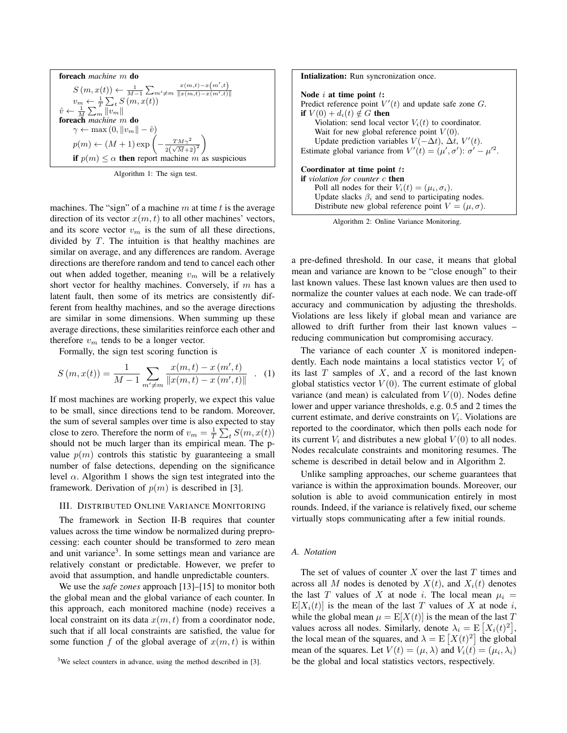```
foreach machine m do
    S(m, x(t)) ← 1/(M−1) Σ_{m′≠m} (x(m,t) − x(m′,t)) / ‖x(m,t) − x(m′,t)‖
    v_m ← 1/T Σ_t S(m, x(t))
v̂ ← 1/M Σ_m ‖v_m‖
foreach machine m do
    γ ← max(0, ‖v_m‖ − v̂)
    p(m) ← (M+1) exp(−TMγ² / (2(√M+2)²))
    if p(m) ≤ α then report machine m as suspicious
```

Algorithm 1: The sign test.

machines. The "sign" of a machine $m$ at time $t$ is the average direction of its vector $x(m,t)$ to all other machines' vectors, and its score vector $v_m$ is the sum of all these directions, divided by $T$. The intuition is that healthy machines are similar on average, and any differences are random. Average directions are therefore random and tend to cancel each other out when added together, meaning $v_m$ will be a relatively short vector for healthy machines. Conversely, if $m$ has a latent fault, then some of its metrics are consistently different from healthy machines, and so the average directions are similar in some dimensions. When summing up these average directions, these similarities reinforce each other and therefore $v_m$ tends to be a longer vector.

Formally, the sign test scoring function is

$$S(m, x(t)) = \frac{1}{M-1} \sum_{m' \neq m} \frac{x(m,t) - x(m',t)}{\|x(m,t) - x(m',t)\|} \quad . \quad (1)$$

If most machines are working properly, we expect this value to be small, since directions tend to be random. Moreover, the sum of several samples over time is also expected to stay close to zero. Therefore the norm of $v_m = \frac{1}{T}\sum_t S(m, x(t))$ should not be much larger than its empirical mean. The p-value $p(m)$ controls this statistic by guaranteeing a small number of false detections, depending on the significance level $\alpha$. Algorithm 1 shows the sign test integrated into the framework. Derivation of $p(m)$ is described in [3].

## III. Distributed Online Variance Monitoring

The framework in Section II-B requires that counter values across the time window be normalized during preprocessing: each counter should be transformed to zero mean and unit variance[3]. In some settings mean and variance are relatively constant or predictable. However, we prefer to avoid that assumption, and handle unpredictable counters.

We use the *safe zones* approach [13]–[15] to monitor both the global mean and the global variance of each counter. In this approach, each monitored machine (node) receives a local constraint on its data $x(m,t)$ from a coordinator node, such that if all local constraints are satisfied, the value for some function $f$ of the global average of $x(m,t)$ is within

[3]We select counters in advance, using the method described in [3].

```
Intialization: Run syncronization once.

Node i at time point t:
Predict reference point V′(t) and update safe zone G.
if V(0) + d_i(t) ∉ G then
    Violation: send local vector V_i(t) to coordinator.
    Wait for new global reference point V(0).
    Update prediction variables V(−Δt), Δt, V′(t).
Estimate global variance from V′(t) = (μ′, σ′): σ′ − μ′².

Coordinator at time point t:
if violation for counter c then
    Poll all nodes for their V_i(t) = (μ_i, σ_i).
    Update slacks β_i and send to participating nodes.
    Distribute new global reference point V = (μ, σ).
```

Algorithm 2: Online Variance Monitoring.

a pre-defined threshold. In our case, it means that global mean and variance are known to be "close enough" to their last known values. These last known values are then used to normalize the counter values at each node. We can trade-off accuracy and communication by adjusting the thresholds. Violations are less likely if global mean and variance are allowed to drift further from their last known values – reducing communication but compromising accuracy.

The variance of each counter $X$ is monitored independently. Each node maintains a local statistics vector $V_i$ of its last $T$ samples of $X$, and a record of the last known global statistics vector $V(0)$. The current estimate of global variance (and mean) is calculated from $V(0)$. Nodes define lower and upper variance thresholds, e.g. 0.5 and 2 times the current estimate, and derive constraints on $V_i$. Violations are reported to the coordinator, which then polls each node for its current $V_i$ and distributes a new global $V(0)$ to all nodes. Nodes recalculate constraints and monitoring resumes. The scheme is described in detail below and in Algorithm 2.

Unlike sampling approaches, our scheme guarantees that variance is within the approximation bounds. Moreover, our solution is able to avoid communication entirely in most rounds. Indeed, if the variance is relatively fixed, our scheme virtually stops communicating after a few initial rounds.

### A. Notation

The set of values of counter $X$ over the last $T$ times and across all $M$ nodes is denoted by $X(t)$, and $X_i(t)$ denotes the last $T$ values of $X$ at node $i$. The local mean $\mu_i = \mathrm{E}[X_i(t)]$ is the mean of the last $T$ values of $X$ at node $i$, while the global mean $\mu = \mathrm{E}[X(t)]$ is the mean of the last $T$ values across all nodes. Similarly, denote $\lambda_i = \mathrm{E}\left[X_i(t)^2\right]$, the local mean of the squares, and $\lambda = \mathrm{E}\left[X(t)^2\right]$ the global mean of the squares. Let $V(t) = (\mu, \lambda)$ and $V_i(t) = (\mu_i, \lambda_i)$ be the global and local statistics vectors, respectively.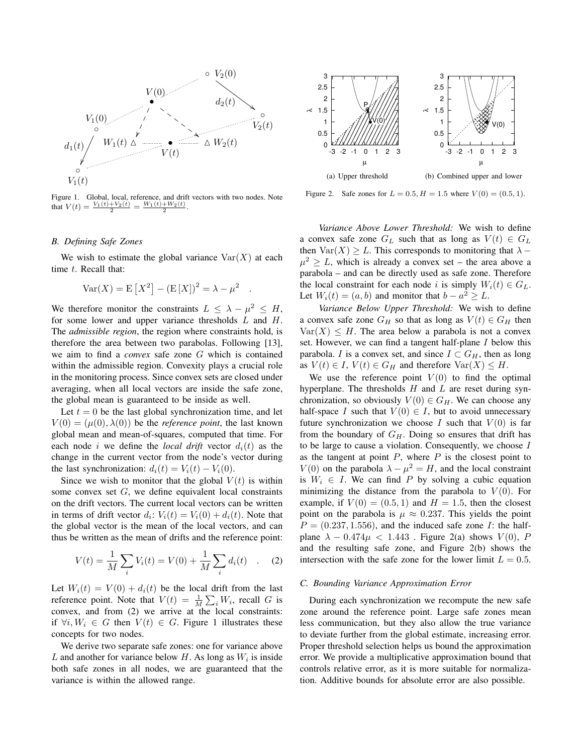Figure 1. Global, local, reference, and drift vectors with two nodes. Note that $V(t) = \frac{V_1(t)+V_2(t)}{2} = \frac{W_1(t)+W_2(t)}{2}$.

Figure 2. Safe zones for $L = 0.5, H = 1.5$ where $V(0) = (0.5, 1)$.

(a) Upper threshold

(b) Combined upper and lower

### B. Defining Safe Zones

We wish to estimate the global variance $\mathrm{Var}(X)$ at each time $t$. Recall that:

$$\mathrm{Var}(X) = \mathrm{E}\left[X^2\right] - (\mathrm{E}\left[X\right])^2 = \lambda - \mu^2 \quad .$$

We therefore monitor the constraints $L \leq \lambda - \mu^2 \leq H$, for some lower and upper variance thresholds $L$ and $H$. The *admissible region*, the region where constraints hold, is therefore the area between two parabolas. Following [13], we aim to find a *convex* safe zone $G$ which is contained within the admissible region. Convexity plays a crucial role in the monitoring process. Since convex sets are closed under averaging, when all local vectors are inside the safe zone, the global mean is guaranteed to be inside as well.

Let $t = 0$ be the last global synchronization time, and let $V(0) = (\mu(0), \lambda(0))$ be the *reference point*, the last known global mean and mean-of-squares, computed that time. For each node $i$ we define the *local drift* vector $d_i(t)$ as the change in the current vector from the node's vector during the last synchronization: $d_i(t) = V_i(t) - V_i(0)$.

Since we wish to monitor that the global $V(t)$ is within some convex set $G$, we define equivalent local constraints on the drift vectors. The current local vectors can be written in terms of drift vector $d_i$: $V_i(t) = V_i(0) + d_i(t)$. Note that the global vector is the mean of the local vectors, and can thus be written as the mean of drifts and the reference point:

$$V(t) = \frac{1}{M}\sum_i V_i(t) = V(0) + \frac{1}{M}\sum_i d_i(t) \quad . \quad (2)$$

Let $W_i(t) = V(0) + d_i(t)$ be the local drift from the last reference point. Note that $V(t) = \frac{1}{M}\sum_i W_i$, recall $G$ is convex, and from (2) we arrive at the local constraints: if $\forall i, W_i \in G$ then $V(t) \in G$. Figure 1 illustrates these concepts for two nodes.

We derive two separate safe zones: one for variance above $L$ and another for variance below $H$. As long as $W_i$ is inside both safe zones in all nodes, we are guaranteed that the variance is within the allowed range.

*Variance Above Lower Threshold:* We wish to define a convex safe zone $G_L$ such that as long as $V(t) \in G_L$ then $\mathrm{Var}(X) \geq L$. This corresponds to monitoring that $\lambda - \mu^2 \geq L$, which is already a convex set – the area above a parabola – and can be directly used as safe zone. Therefore the local constraint for each node $i$ is simply $W_i(t) \in G_L$. Let $W_i(t) = (a, b)$ and monitor that $b - a^2 \geq L$.

*Variance Below Upper Threshold:* We wish to define a convex safe zone $G_H$ so that as long as $V(t) \in G_H$ then $\mathrm{Var}(X) \leq H$. The area below a parabola is not a convex set. However, we can find a tangent half-plane $I$ below this parabola. $I$ is a convex set, and since $I \subset G_H$, then as long as $V(t) \in I$, $V(t) \in G_H$ and therefore $\mathrm{Var}(X) \leq H$.

We use the reference point $V(0)$ to find the optimal hyperplane. The thresholds $H$ and $L$ are reset during synchronization, so obviously $V(0) \in G_H$. We can choose any half-space $I$ such that $V(0) \in I$, but to avoid unnecessary future synchronization we choose $I$ such that $V(0)$ is far from the boundary of $G_H$. Doing so ensures that drift has to be large to cause a violation. Consequently, we choose $I$ as the tangent at point $P$, where $P$ is the closest point to $V(0)$ on the parabola $\lambda - \mu^2 = H$, and the local constraint is $W_i \in I$. We can find $P$ by solving a cubic equation minimizing the distance from the parabola to $V(0)$. For example, if $V(0) = (0.5, 1)$ and $H = 1.5$, then the closest point on the parabola is $\mu \approx 0.237$. This yields the point $P = (0.237, 1.556)$, and the induced safe zone $I$: the half-plane $\lambda - 0.474\mu < 1.443$ . Figure 2(a) shows $V(0)$, $P$ and the resulting safe zone, and Figure 2(b) shows the intersection with the safe zone for the lower limit $L = 0.5$.

### C. Bounding Variance Approximation Error

During each synchronization we recompute the new safe zone around the reference point. Large safe zones mean less communication, but they also allow the true variance to deviate further from the global estimate, increasing error. Proper threshold selection helps us bound the approximation error. We provide a multiplicative approximation bound that controls relative error, as it is more suitable for normalization. Additive bounds for absolute error are also possible.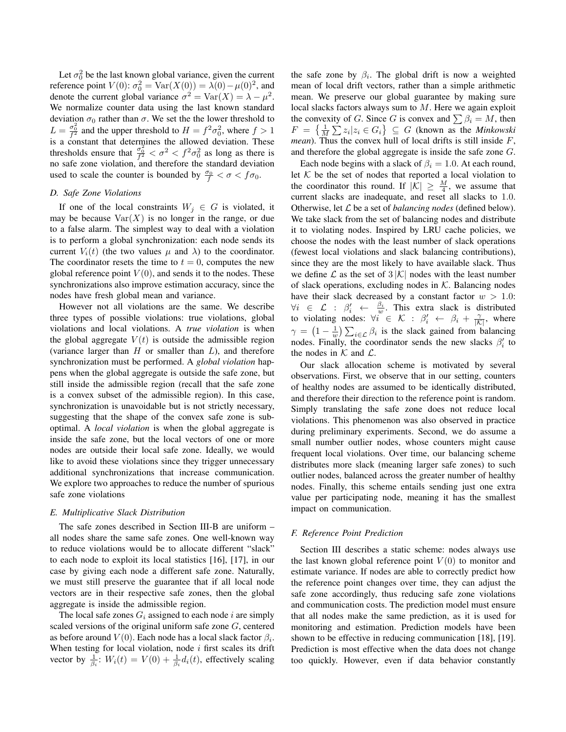Let $\sigma_0^2$ be the last known global variance, given the current reference point $V(0)$: $\sigma_0^2 = \text{Var}(X(0)) = \lambda(0) - \mu(0)^2$, and denote the current global variance $\sigma^2 = \text{Var}(X) = \lambda - \mu^2$. We normalize counter data using the last known standard deviation $\sigma_0$ rather than $\sigma$. We set the the lower threshold to $L = \frac{\sigma_0^2}{f^2}$ and the upper threshold to $H = f^2\sigma_0^2$, where $f > 1$ is a constant that determines the allowed deviation. These thresholds ensure that $\frac{\sigma_0^2}{f^2} < \sigma^2 < f^2\sigma_0^2$ as long as there is no safe zone violation, and therefore the standard deviation used to scale the counter is bounded by $\frac{\sigma_0}{f} < \sigma < f\sigma_0$.

### D. Safe Zone Violations

If one of the local constraints $W_j \in G$ is violated, it may be because $\text{Var}(X)$ is no longer in the range, or due to a false alarm. The simplest way to deal with a violation is to perform a global synchronization: each node sends its current $V_i(t)$ (the two values $\mu$ and $\lambda$) to the coordinator. The coordinator resets the time to $t = 0$, computes the new global reference point $V(0)$, and sends it to the nodes. These synchronizations also improve estimation accuracy, since the nodes have fresh global mean and variance.

However not all violations are the same. We describe three types of possible violations: true violations, global violations and local violations. A *true violation* is when the global aggregate $V(t)$ is outside the admissible region (variance larger than $H$ or smaller than $L$), and therefore synchronization must be performed. A *global violation* happens when the global aggregate is outside the safe zone, but still inside the admissible region (recall that the safe zone is a convex subset of the admissible region). In this case, synchronization is unavoidable but is not strictly necessary, suggesting that the shape of the convex safe zone is sub-optimal. A *local violation* is when the global aggregate is inside the safe zone, but the local vectors of one or more nodes are outside their local safe zone. Ideally, we would like to avoid these violations since they trigger unnecessary additional synchronizations that increase communication. We explore two approaches to reduce the number of spurious safe zone violations

### E. Multiplicative Slack Distribution

The safe zones described in Section III-B are uniform – all nodes share the same safe zones. One well-known way to reduce violations would be to allocate different "slack" to each node to exploit its local statistics [16], [17], in our case by giving each node a different safe zone. Naturally, we must still preserve the guarantee that if all local node vectors are in their respective safe zones, then the global aggregate is inside the admissible region.

The local safe zones $G_i$ assigned to each node $i$ are simply scaled versions of the original uniform safe zone $G$, centered as before around $V(0)$. Each node has a local slack factor $\beta_i$. When testing for local violation, node $i$ first scales its drift vector by $\frac{1}{\beta_i}$: $W_i(t) = V(0) + \frac{1}{\beta_i} d_i(t)$, effectively scaling the safe zone by $\beta_i$. The global drift is now a weighted mean of local drift vectors, rather than a simple arithmetic mean. We preserve our global guarantee by making sure local slacks factors always sum to $M$. Here we again exploit the convexity of $G$. Since $G$ is convex and $\sum \beta_i = M$, then $F = \left\{ \frac{1}{M} \sum z_i | z_i \in G_i \right\} \subseteq G$ (known as the *Minkowski mean*). Thus the convex hull of local drifts is still inside $F$, and therefore the global aggregate is inside the safe zone $G$.

Each node begins with a slack of $\beta_i = 1.0$. At each round, let $\mathcal{K}$ be the set of nodes that reported a local violation to the coordinator this round. If $|\mathcal{K}| \geq \frac{M}{4}$, we assume that current slacks are inadequate, and reset all slacks to 1.0. Otherwise, let $\mathcal{L}$ be a set of *balancing nodes* (defined below). We take slack from the set of balancing nodes and distribute it to violating nodes. Inspired by LRU cache policies, we choose the nodes with the least number of slack operations (fewest local violations and slack balancing contributions), since they are the most likely to have available slack. Thus we define $\mathcal{L}$ as the set of $3|\mathcal{K}|$ nodes with the least number of slack operations, excluding nodes in $\mathcal{K}$. Balancing nodes have their slack decreased by a constant factor $w > 1.0$: $\forall i \in \mathcal{L} : \beta_i' \leftarrow \frac{\beta_i}{w}$. This extra slack is distributed to violating nodes: $\forall i \in \mathcal{K} : \beta_i' \leftarrow \beta_i + \frac{\gamma}{|\mathcal{K}|}$, where $\gamma = \left(1 - \frac{1}{w}\right) \sum_{i \in \mathcal{L}} \beta_i$ is the slack gained from balancing nodes. Finally, the coordinator sends the new slacks $\beta_i'$ to the nodes in $\mathcal{K}$ and $\mathcal{L}$.

Our slack allocation scheme is motivated by several observations. First, we observe that in our setting, counters of healthy nodes are assumed to be identically distributed, and therefore their direction to the reference point is random. Simply translating the safe zone does not reduce local violations. This phenomenon was also observed in practice during preliminary experiments. Second, we do assume a small number outlier nodes, whose counters might cause frequent local violations. Over time, our balancing scheme distributes more slack (meaning larger safe zones) to such outlier nodes, balanced across the greater number of healthy nodes. Finally, this scheme entails sending just one extra value per participating node, meaning it has the smallest impact on communication.

### F. Reference Point Prediction

Section III describes a static scheme: nodes always use the last known global reference point $V(0)$ to monitor and estimate variance. If nodes are able to correctly predict how the reference point changes over time, they can adjust the safe zone accordingly, thus reducing safe zone violations and communication costs. The prediction model must ensure that all nodes make the same prediction, as it is used for monitoring and estimation. Prediction models have been shown to be effective in reducing communication [18], [19]. Prediction is most effective when the data does not change too quickly. However, even if data behavior constantly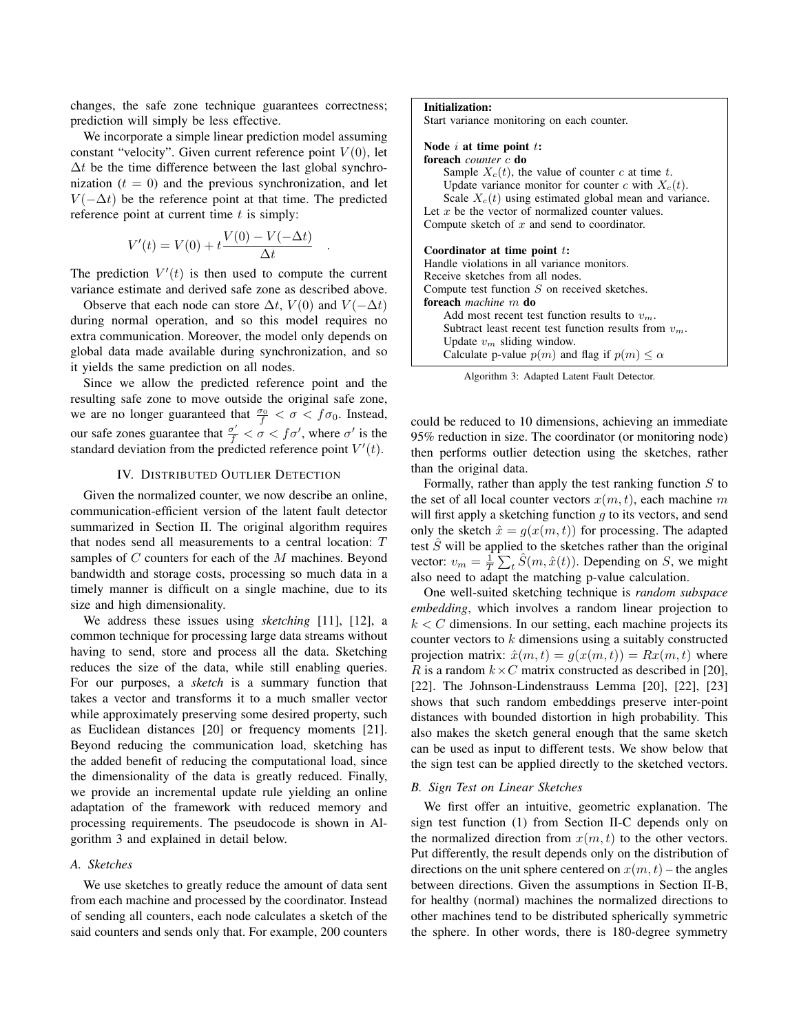changes, the safe zone technique guarantees correctness; prediction will simply be less effective.

We incorporate a simple linear prediction model assuming constant "velocity". Given current reference point $V(0)$, let $\Delta t$ be the time difference between the last global synchronization ($t = 0$) and the previous synchronization, and let $V(-\Delta t)$ be the reference point at that time. The predicted reference point at current time $t$ is simply:

$$V'(t) = V(0) + t\frac{V(0) - V(-\Delta t)}{\Delta t} \quad .$$

The prediction $V'(t)$ is then used to compute the current variance estimate and derived safe zone as described above.

Observe that each node can store $\Delta t$, $V(0)$ and $V(-\Delta t)$ during normal operation, and so this model requires no extra communication. Moreover, the model only depends on global data made available during synchronization, and so it yields the same prediction on all nodes.

Since we allow the predicted reference point and the resulting safe zone to move outside the original safe zone, we are no longer guaranteed that $\frac{\sigma_0}{f} < \sigma < f\sigma_0$. Instead, our safe zones guarantee that $\frac{\sigma'}{f} < \sigma < f\sigma'$, where $\sigma'$ is the standard deviation from the predicted reference point $V'(t)$.

## IV. Distributed Outlier Detection

Given the normalized counter, we now describe an online, communication-efficient version of the latent fault detector summarized in Section II. The original algorithm requires that nodes send all measurements to a central location: $T$ samples of $C$ counters for each of the $M$ machines. Beyond bandwidth and storage costs, processing so much data in a timely manner is difficult on a single machine, due to its size and high dimensionality.

We address these issues using *sketching* [11], [12], a common technique for processing large data streams without having to send, store and process all the data. Sketching reduces the size of the data, while still enabling queries. For our purposes, a *sketch* is a summary function that takes a vector and transforms it to a much smaller vector while approximately preserving some desired property, such as Euclidean distances [20] or frequency moments [21]. Beyond reducing the communication load, sketching has the added benefit of reducing the computational load, since the dimensionality of the data is greatly reduced. Finally, we provide an incremental update rule yielding an online adaptation of the framework with reduced memory and processing requirements. The pseudocode is shown in Algorithm 3 and explained in detail below.

### A. Sketches

We use sketches to greatly reduce the amount of data sent from each machine and processed by the coordinator. Instead of sending all counters, each node calculates a sketch of the said counters and sends only that. For example, 200 counters could be reduced to 10 dimensions, achieving an immediate 95% reduction in size. The coordinator (or monitoring node) then performs outlier detection using the sketches, rather than the original data.

```
Initialization:
Start variance monitoring on each counter.

Node i at time point t:
foreach counter c do
    Sample X_c(t), the value of counter c at time t.
    Update variance monitor for counter c with X_c(t).
    Scale X_c(t) using estimated global mean and variance.
Let x be the vector of normalized counter values.
Compute sketch of x and send to coordinator.

Coordinator at time point t:
Handle violations in all variance monitors.
Receive sketches from all nodes.
Compute test function S on received sketches.
foreach machine m do
    Add most recent test function results to v_m.
    Subtract least recent test function results from v_m.
    Update v_m sliding window.
    Calculate p-value p(m) and flag if p(m) ≤ α
```

Algorithm 3: Adapted Latent Fault Detector.

Formally, rather than apply the test ranking function $S$ to the set of all local counter vectors $x(m,t)$, each machine $m$ will first apply a sketching function $g$ to its vectors, and send only the sketch $\hat{x} = g(x(m,t))$ for processing. The adapted test $\hat{S}$ will be applied to the sketches rather than the original vector: $v_m = \frac{1}{T}\sum_t \hat{S}(m, \hat{x}(t))$. Depending on $S$, we might also need to adapt the matching p-value calculation.

One well-suited sketching technique is *random subspace embedding*, which involves a random linear projection to $k < C$ dimensions. In our setting, each machine projects its counter vectors to $k$ dimensions using a suitably constructed projection matrix: $\hat{x}(m,t) = g(x(m,t)) = Rx(m,t)$ where $R$ is a random $k \times C$ matrix constructed as described in [20], [22]. The Johnson-Lindenstrauss Lemma [20], [22], [23] shows that such random embeddings preserve inter-point distances with bounded distortion in high probability. This also makes the sketch general enough that the same sketch can be used as input to different tests. We show below that the sign test can be applied directly to the sketched vectors.

### B. Sign Test on Linear Sketches

We first offer an intuitive, geometric explanation. The sign test function (1) from Section II-C depends only on the normalized direction from $x(m,t)$ to the other vectors. Put differently, the result depends only on the distribution of directions on the unit sphere centered on $x(m,t)$ – the angles between directions. Given the assumptions in Section II-B, for healthy (normal) machines the normalized directions to other machines tend to be distributed spherically symmetric the sphere. In other words, there is 180-degree symmetry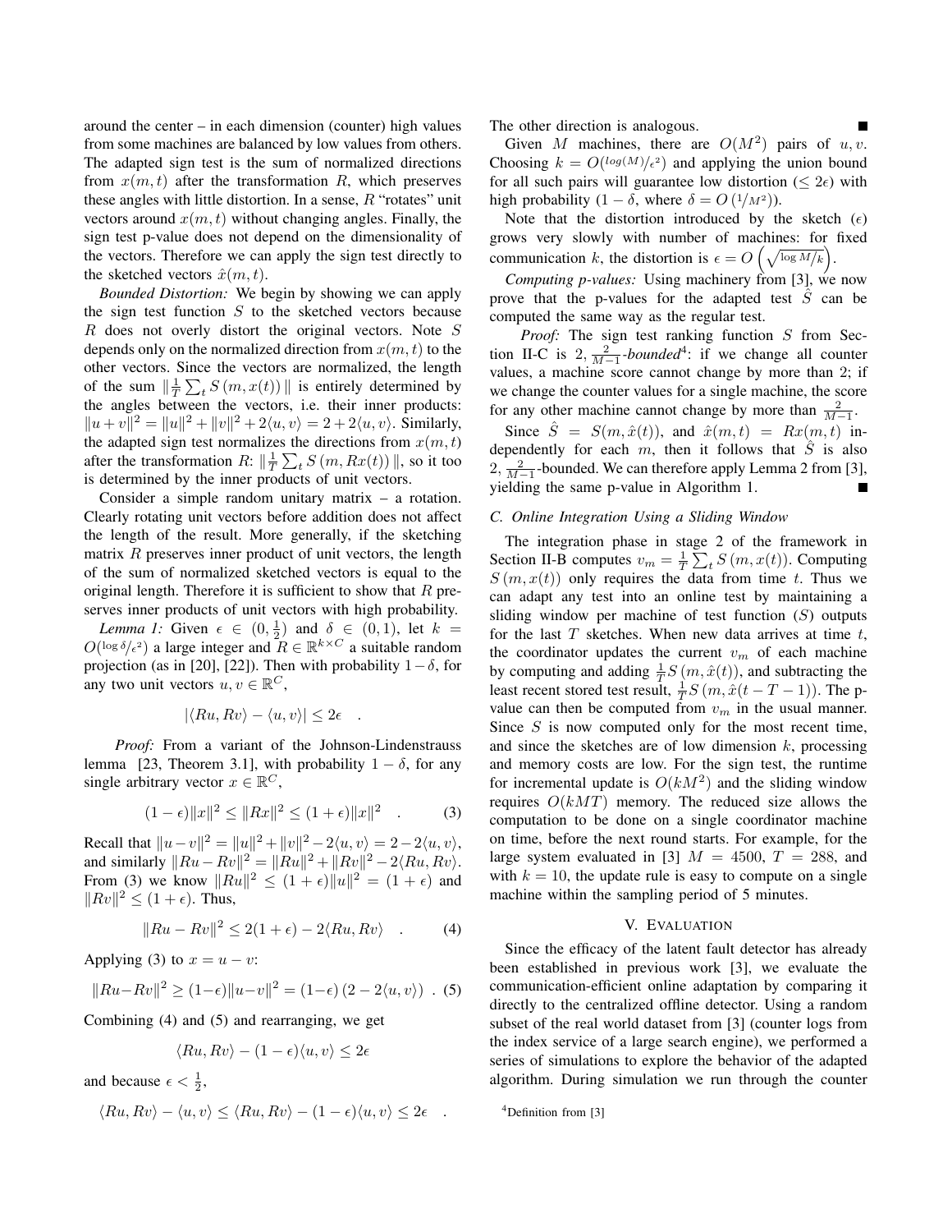around the center – in each dimension (counter) high values from some machines are balanced by low values from others. The adapted sign test is the sum of normalized directions from $x(m,t)$ after the transformation $R$, which preserves these angles with little distortion. In a sense, $R$ "rotates" unit vectors around $x(m,t)$ without changing angles. Finally, the sign test p-value does not depend on the dimensionality of the vectors. Therefore we can apply the sign test directly to the sketched vectors $\hat{x}(m,t)$.

*Bounded Distortion:* We begin by showing we can apply the sign test function $S$ to the sketched vectors because $R$ does not overly distort the original vectors. Note $S$ depends only on the normalized direction from $x(m,t)$ to the other vectors. Since the vectors are normalized, the length of the sum $\|\frac{1}{T}\sum_t S(m, x(t))\|$ is entirely determined by the angles between the vectors, i.e. their inner products: $\|u+v\|^2 = \|u\|^2 + \|v\|^2 + 2\langle u, v\rangle = 2 + 2\langle u, v\rangle$. Similarly, the adapted sign test normalizes the directions from $x(m,t)$ after the transformation $R$: $\|\frac{1}{T}\sum_t S(m, Rx(t))\|$, so it too is determined by the inner products of unit vectors.

Consider a simple random unitary matrix – a rotation. Clearly rotating unit vectors before addition does not affect the length of the result. More generally, if the sketching matrix $R$ preserves inner product of unit vectors, the length of the sum of normalized sketched vectors is equal to the original length. Therefore it is sufficient to show that $R$ preserves inner products of unit vectors with high probability.

*Lemma 1:* Given $\epsilon \in (0, \frac{1}{2})$ and $\delta \in (0,1)$, let $k = O(\log \delta / \epsilon^2)$ a large integer and $R \in \mathbb{R}^{k \times C}$ a suitable random projection (as in [20], [22]). Then with probability $1-\delta$, for any two unit vectors $u, v \in \mathbb{R}^C$,

$$|\langle Ru, Rv\rangle - \langle u, v\rangle| \leq 2\epsilon \quad .$$

*Proof:* From a variant of the Johnson-Lindenstrauss lemma [23, Theorem 3.1], with probability $1-\delta$, for any single arbitrary vector $x \in \mathbb{R}^C$,

$$(1-\epsilon)\|x\|^2 \leq \|Rx\|^2 \leq (1+\epsilon)\|x\|^2 \quad . \tag{3}$$

Recall that $\|u-v\|^2 = \|u\|^2 + \|v\|^2 - 2\langle u, v\rangle = 2 - 2\langle u, v\rangle$, and similarly $\|Ru - Rv\|^2 = \|Ru\|^2 + \|Rv\|^2 - 2\langle Ru, Rv\rangle$. From (3) we know $\|Ru\|^2 \leq (1+\epsilon)\|u\|^2 = (1+\epsilon)$ and $\|Rv\|^2 \leq (1+\epsilon)$. Thus,

$$\|Ru - Rv\|^2 \leq 2(1+\epsilon) - 2\langle Ru, Rv\rangle \quad . \tag{4}$$

Applying (3) to $x = u - v$:

$$\|Ru - Rv\|^2 \geq (1-\epsilon)\|u-v\|^2 = (1-\epsilon)\left(2 - 2\langle u, v\rangle\right) \ . \tag{5}$$

Combining (4) and (5) and rearranging, we get

$$\langle Ru, Rv\rangle - (1-\epsilon)\langle u, v\rangle \leq 2\epsilon$$

and because $\epsilon < \frac{1}{2}$,

$$\langle Ru, Rv\rangle - \langle u, v\rangle \leq \langle Ru, Rv\rangle - (1-\epsilon)\langle u, v\rangle \leq 2\epsilon \quad .$$

The other direction is analogous. ∎

Given $M$ machines, there are $O(M^2)$ pairs of $u, v$. Choosing $k = O(\log(M)/\epsilon^2)$ and applying the union bound for all such pairs will guarantee low distortion ($\leq 2\epsilon$) with high probability ($1-\delta$, where $\delta = O(1/M^2)$).

Note that the distortion introduced by the sketch ($\epsilon$) grows very slowly with number of machines: for fixed communication $k$, the distortion is $\epsilon = O\left(\sqrt{\log M / k}\right)$.

*Computing p-values:* Using machinery from [3], we now prove that the p-values for the adapted test $\hat{S}$ can be computed the same way as the regular test.

*Proof:* The sign test ranking function $S$ from Section II-C is $2, \frac{2}{M-1}$*-bounded*[4]: if we change all counter values, a machine score cannot change by more than 2; if we change the counter values for a single machine, the score for any other machine cannot change by more than $\frac{2}{M-1}$.

Since $\hat{S} = S(m, \hat{x}(t))$, and $\hat{x}(m,t) = Rx(m,t)$ independently for each $m$, then it follows that $\hat{S}$ is also $2, \frac{2}{M-1}$-bounded. We can therefore apply Lemma 2 from [3], yielding the same p-value in Algorithm 1. ∎

### C. Online Integration Using a Sliding Window

The integration phase in stage 2 of the framework in Section II-B computes $v_m = \frac{1}{T}\sum_t S(m, x(t))$. Computing $S(m, x(t))$ only requires the data from time $t$. Thus we can adapt any test into an online test by maintaining a sliding window per machine of test function ($S$) outputs for the last $T$ sketches. When new data arrives at time $t$, the coordinator updates the current $v_m$ of each machine by computing and adding $\frac{1}{T}S(m, \hat{x}(t))$, and subtracting the least recent stored test result, $\frac{1}{T}S(m, \hat{x}(t-T-1))$. The p-value can then be computed from $v_m$ in the usual manner. Since $S$ is now computed only for the most recent time, and since the sketches are of low dimension $k$, processing and memory costs are low. For the sign test, the runtime for incremental update is $O(kM^2)$ and the sliding window requires $O(kMT)$ memory. The reduced size allows the computation to be done on a single coordinator machine on time, before the next round starts. For example, for the large system evaluated in [3] $M = 4500$, $T = 288$, and with $k = 10$, the update rule is easy to compute on a single machine within the sampling period of 5 minutes.

## V. Evaluation

Since the efficacy of the latent fault detector has already been established in previous work [3], we evaluate the communication-efficient online adaptation by comparing it directly to the centralized offline detector. Using a random subset of the real world dataset from [3] (counter logs from the index service of a large search engine), we performed a series of simulations to explore the behavior of the adapted algorithm. During simulation we run through the counter

[4]Definition from [3]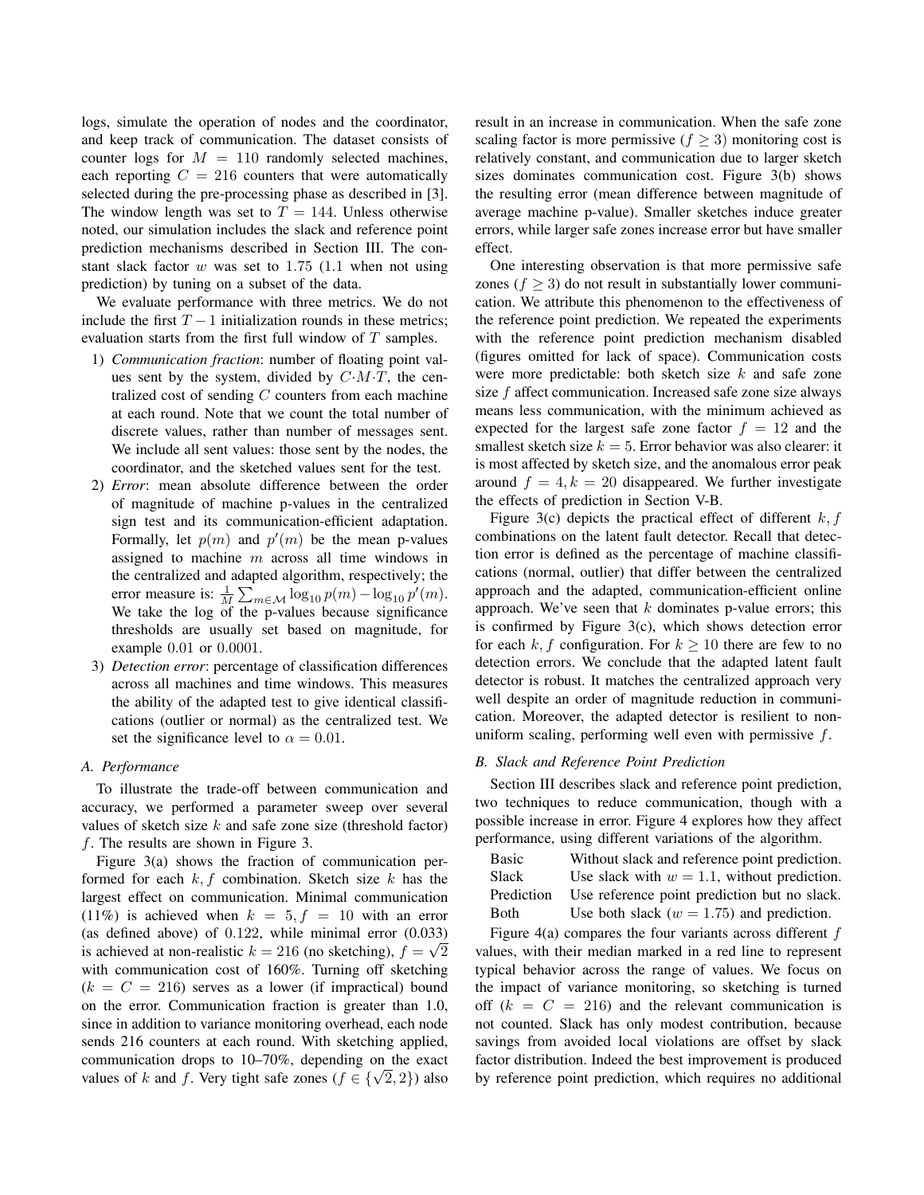logs, simulate the operation of nodes and the coordinator, and keep track of communication. The dataset consists of counter logs for $M = 110$ randomly selected machines, each reporting $C = 216$ counters that were automatically selected during the pre-processing phase as described in [3]. The window length was set to $T = 144$. Unless otherwise noted, our simulation includes the slack and reference point prediction mechanisms described in Section III. The constant slack factor $w$ was set to 1.75 (1.1 when not using prediction) by tuning on a subset of the data.

We evaluate performance with three metrics. We do not include the first $T-1$ initialization rounds in these metrics; evaluation starts from the first full window of $T$ samples.

1) *Communication fraction*: number of floating point values sent by the system, divided by $C{\cdot}M{\cdot}T$, the centralized cost of sending $C$ counters from each machine at each round. Note that we count the total number of discrete values, rather than number of messages sent. We include all sent values: those sent by the nodes, the coordinator, and the sketched values sent for the test.
2) *Error*: mean absolute difference between the order of magnitude of machine p-values in the centralized sign test and its communication-efficient adaptation. Formally, let $p(m)$ and $p'(m)$ be the mean p-values assigned to machine $m$ across all time windows in the centralized and adapted algorithm, respectively; the error measure is: $\frac{1}{M}\sum_{m \in \mathcal{M}} \log_{10} p(m) - \log_{10} p'(m)$. We take the log of the p-values because significance thresholds are usually set based on magnitude, for example 0.01 or 0.0001.
3) *Detection error*: percentage of classification differences across all machines and time windows. This measures the ability of the adapted test to give identical classifications (outlier or normal) as the centralized test. We set the significance level to $\alpha = 0.01$.

### A. Performance

To illustrate the trade-off between communication and accuracy, we performed a parameter sweep over several values of sketch size $k$ and safe zone size (threshold factor) $f$. The results are shown in Figure 3.

Figure 3(a) shows the fraction of communication performed for each $k, f$ combination. Sketch size $k$ has the largest effect on communication. Minimal communication (11%) is achieved when $k = 5, f = 10$ with an error (as defined above) of 0.122, while minimal error (0.033) is achieved at non-realistic $k = 216$ (no sketching), $f = \sqrt{2}$ with communication cost of 160%. Turning off sketching ($k = C = 216$) serves as a lower (if impractical) bound on the error. Communication fraction is greater than 1.0, since in addition to variance monitoring overhead, each node sends 216 counters at each round. With sketching applied, communication drops to 10–70%, depending on the exact values of $k$ and $f$. Very tight safe zones ($f \in \{\sqrt{2}, 2\}$) also result in an increase in communication. When the safe zone scaling factor is more permissive ($f \geq 3$) monitoring cost is relatively constant, and communication due to larger sketch sizes dominates communication cost. Figure 3(b) shows the resulting error (mean difference between magnitude of average machine p-value). Smaller sketches induce greater errors, while larger safe zones increase error but have smaller effect.

One interesting observation is that more permissive safe zones ($f \geq 3$) do not result in substantially lower communication. We attribute this phenomenon to the effectiveness of the reference point prediction. We repeated the experiments with the reference point prediction mechanism disabled (figures omitted for lack of space). Communication costs were more predictable: both sketch size $k$ and safe zone size $f$ affect communication. Increased safe zone size always means less communication, with the minimum achieved as expected for the largest safe zone factor $f = 12$ and the smallest sketch size $k = 5$. Error behavior was also clearer: it is most affected by sketch size, and the anomalous error peak around $f = 4, k = 20$ disappeared. We further investigate the effects of prediction in Section V-B.

Figure 3(c) depicts the practical effect of different $k, f$ combinations on the latent fault detector. Recall that detection error is defined as the percentage of machine classifications (normal, outlier) that differ between the centralized approach and the adapted, communication-efficient online approach. We've seen that $k$ dominates p-value errors; this is confirmed by Figure 3(c), which shows detection error for each $k, f$ configuration. For $k \geq 10$ there are few to no detection errors. We conclude that the adapted latent fault detector is robust. It matches the centralized approach very well despite an order of magnitude reduction in communication. Moreover, the adapted detector is resilient to non-uniform scaling, performing well even with permissive $f$.

### B. Slack and Reference Point Prediction

Section III describes slack and reference point prediction, two techniques to reduce communication, though with a possible increase in error. Figure 4 explores how they affect performance, using different variations of the algorithm.

| | |
|---|---|
| Basic | Without slack and reference point prediction. |
| Slack | Use slack with $w = 1.1$, without prediction. |
| Prediction | Use reference point prediction but no slack. |
| Both | Use both slack ($w = 1.75$) and prediction. |

Figure 4(a) compares the four variants across different $f$ values, with their median marked in a red line to represent typical behavior across the range of values. We focus on the impact of variance monitoring, so sketching is turned off ($k = C = 216$) and the relevant communication is not counted. Slack has only modest contribution, because savings from avoided local violations are offset by slack factor distribution. Indeed the best improvement is produced by reference point prediction, which requires no additional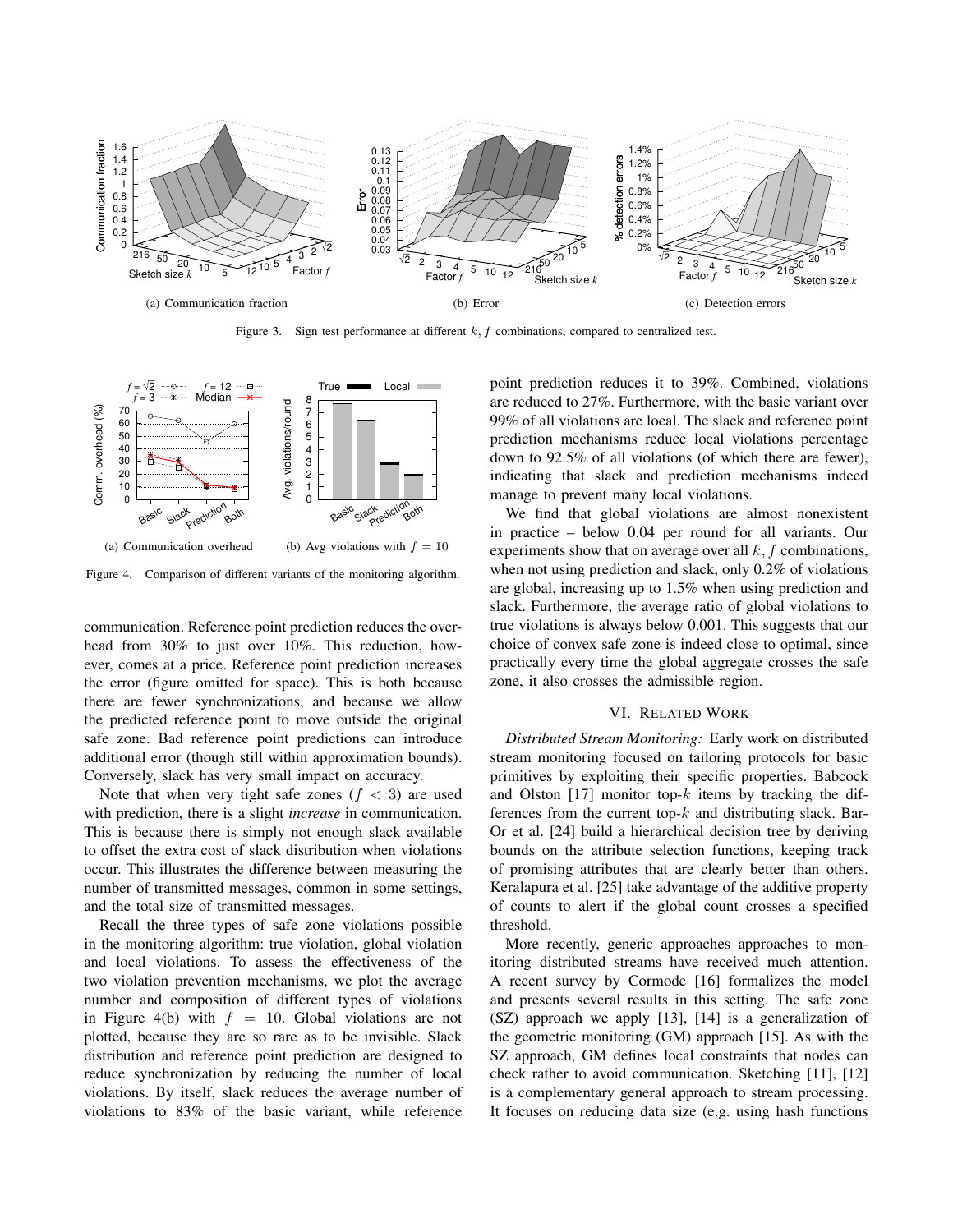Figure 3. Sign test performance at different $k, f$ combinations, compared to centralized test.

(a) Communication fraction

(b) Error

(c) Detection errors

Figure 4. Comparison of different variants of the monitoring algorithm.

(a) Communication overhead

(b) Avg violations with $f = 10$

communication. Reference point prediction reduces the overhead from 30% to just over 10%. This reduction, however, comes at a price. Reference point prediction increases the error (figure omitted for space). This is both because there are fewer synchronizations, and because we allow the predicted reference point to move outside the original safe zone. Bad reference point predictions can introduce additional error (though still within approximation bounds). Conversely, slack has very small impact on accuracy.

Note that when very tight safe zones ($f < 3$) are used with prediction, there is a slight *increase* in communication. This is because there is simply not enough slack available to offset the extra cost of slack distribution when violations occur. This illustrates the difference between measuring the number of transmitted messages, common in some settings, and the total size of transmitted messages.

Recall the three types of safe zone violations possible in the monitoring algorithm: true violation, global violation and local violations. To assess the effectiveness of the two violation prevention mechanisms, we plot the average number and composition of different types of violations in Figure 4(b) with $f = 10$. Global violations are not plotted, because they are so rare as to be invisible. Slack distribution and reference point prediction are designed to reduce synchronization by reducing the number of local violations. By itself, slack reduces the average number of violations to 83% of the basic variant, while reference point prediction reduces it to 39%. Combined, violations are reduced to 27%. Furthermore, with the basic variant over 99% of all violations are local. The slack and reference point prediction mechanisms reduce local violations percentage down to 92.5% of all violations (of which there are fewer), indicating that slack and prediction mechanisms indeed manage to prevent many local violations.

We find that global violations are almost nonexistent in practice – below 0.04 per round for all variants. Our experiments show that on average over all $k, f$ combinations, when not using prediction and slack, only 0.2% of violations are global, increasing up to 1.5% when using prediction and slack. Furthermore, the average ratio of global violations to true violations is always below 0.001. This suggests that our choice of convex safe zone is indeed close to optimal, since practically every time the global aggregate crosses the safe zone, it also crosses the admissible region.

## VI. Related Work

*Distributed Stream Monitoring:* Early work on distributed stream monitoring focused on tailoring protocols for basic primitives by exploiting their specific properties. Babcock and Olston [17] monitor top-$k$ items by tracking the differences from the current top-$k$ and distributing slack. Bar-Or et al. [24] build a hierarchical decision tree by deriving bounds on the attribute selection functions, keeping track of promising attributes that are clearly better than others. Keralapura et al. [25] take advantage of the additive property of counts to alert if the global count crosses a specified threshold.

More recently, generic approaches approaches to monitoring distributed streams have received much attention. A recent survey by Cormode [16] formalizes the model and presents several results in this setting. The safe zone (SZ) approach we apply [13], [14] is a generalization of the the geometric monitoring (GM) approach [15]. As with the SZ approach, GM defines local constraints that nodes can check rather to avoid communication. Sketching [11], [12] is a complementary general approach to stream processing. It focuses on reducing data size (e.g. using hash functions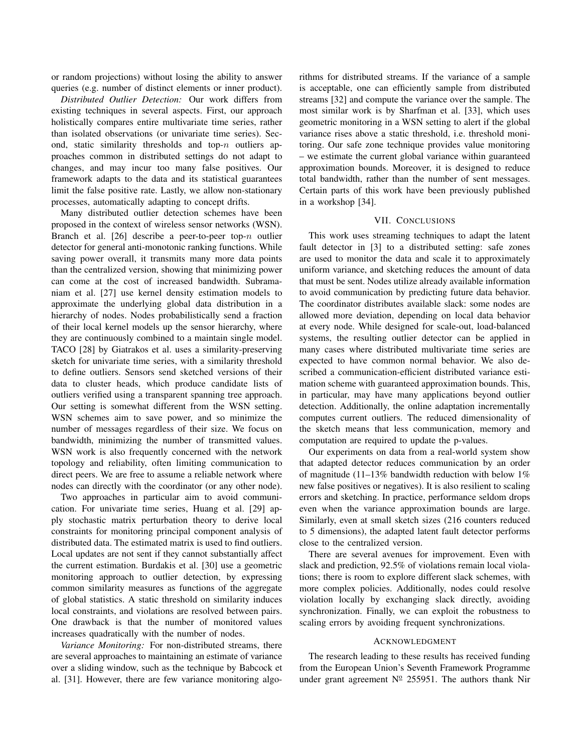or random projections) without losing the ability to answer queries (e.g. number of distinct elements or inner product).

*Distributed Outlier Detection:* Our work differs from existing techniques in several aspects. First, our approach holistically compares entire multivariate time series, rather than isolated observations (or univariate time series). Second, static similarity thresholds and top-$n$ outliers approaches common in distributed settings do not adapt to changes, and may incur too many false positives. Our framework adapts to the data and its statistical guarantees limit the false positive rate. Lastly, we allow non-stationary processes, automatically adapting to concept drifts.

Many distributed outlier detection schemes have been proposed in the context of wireless sensor networks (WSN). Branch et al. [26] describe a peer-to-peer top-$n$ outlier detector for general anti-monotonic ranking functions. While saving power overall, it transmits many more data points than the centralized version, showing that minimizing power can come at the cost of increased bandwidth. Subramaniam et al. [27] use kernel density estimation models to approximate the underlying global data distribution in a hierarchy of nodes. Nodes probabilistically send a fraction of their local kernel models up the sensor hierarchy, where they are continuously combined to a maintain single model. TACO [28] by Giatrakos et al. uses a similarity-preserving sketch for univariate time series, with a similarity threshold to define outliers. Sensors send sketched versions of their data to cluster heads, which produce candidate lists of outliers verified using a transparent spanning tree approach. Our setting is somewhat different from the WSN setting. WSN schemes aim to save power, and so minimize the number of messages regardless of their size. We focus on bandwidth, minimizing the number of transmitted values. WSN work is also frequently concerned with the network topology and reliability, often limiting communication to direct peers. We are free to assume a reliable network where nodes can directly with the coordinator (or any other node).

Two approaches in particular aim to avoid communication. For univariate time series, Huang et al. [29] apply stochastic matrix perturbation theory to derive local constraints for monitoring principal component analysis of distributed data. The estimated matrix is used to find outliers. Local updates are not sent if they cannot substantially affect the current estimation. Burdakis et al. [30] use a geometric monitoring approach to outlier detection, by expressing common similarity measures as functions of the aggregate of global statistics. A static threshold on similarity induces local constraints, and violations are resolved between pairs. One drawback is that the number of monitored values increases quadratically with the number of nodes.

*Variance Monitoring:* For non-distributed streams, there are several approaches to maintaining an estimate of variance over a sliding window, such as the technique by Babcock et al. [31]. However, there are few variance monitoring algorithms for distributed streams. If the variance of a sample is acceptable, one can efficiently sample from distributed streams [32] and compute the variance over the sample. The most similar work is by Sharfman et al. [33], which uses geometric monitoring in a WSN setting to alert if the global variance rises above a static threshold, i.e. threshold monitoring. Our safe zone technique provides value monitoring – we estimate the current global variance within guaranteed approximation bounds. Moreover, it is designed to reduce total bandwidth, rather than the number of sent messages. Certain parts of this work have been previously published in a workshop [34].

## VII. Conclusions

This work uses streaming techniques to adapt the latent fault detector in [3] to a distributed setting: safe zones are used to monitor the data and scale it to approximately uniform variance, and sketching reduces the amount of data that must be sent. Nodes utilize already available information to avoid communication by predicting future data behavior. The coordinator distributes available slack: some nodes are allowed more deviation, depending on local data behavior at every node. While designed for scale-out, load-balanced systems, the resulting outlier detector can be applied in many cases where distributed multivariate time series are expected to have common normal behavior. We also described a communication-efficient distributed variance estimation scheme with guaranteed approximation bounds. This, in particular, may have many applications beyond outlier detection. Additionally, the online adaptation incrementally computes current outliers. The reduced dimensionality of the sketch means that less communication, memory and computation are required to update the p-values.

Our experiments on data from a real-world system show that adapted detector reduces communication by an order of magnitude (11–13% bandwidth reduction with below 1% new false positives or negatives). It is also resilient to scaling errors and sketching. In practice, performance seldom drops even when the variance approximation bounds are large. Similarly, even at small sketch sizes (216 counters reduced to 5 dimensions), the adapted latent fault detector performs close to the centralized version.

There are several avenues for improvement. Even with slack and prediction, 92.5% of violations remain local violations; there is room to explore different slack schemes, with more complex policies. Additionally, nodes could resolve violation locally by exchanging slack directly, avoiding synchronization. Finally, we can exploit the robustness to scaling errors by avoiding frequent synchronizations.

## Acknowledgment

The research leading to these results has received funding from the European Union's Seventh Framework Programme under grant agreement № 255951. The authors thank Nir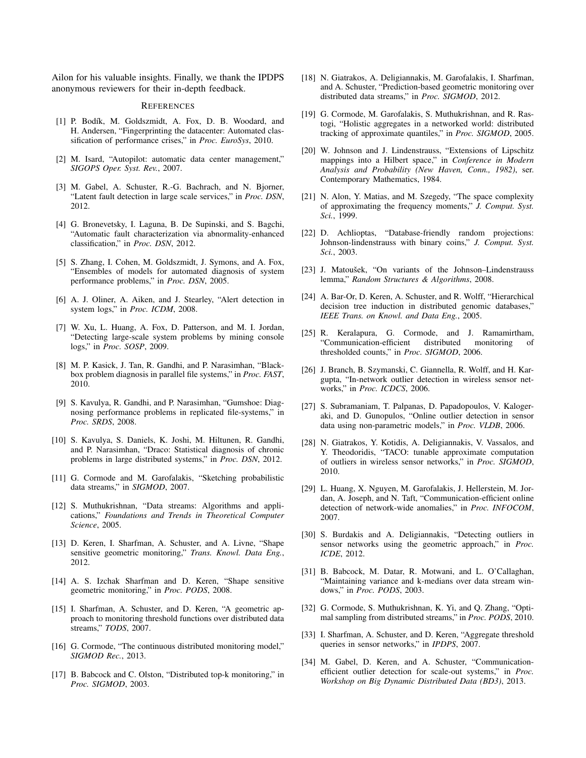Ailon for his valuable insights. Finally, we thank the IPDPS anonymous reviewers for their in-depth feedback.

## References

[1] P. Bodík, M. Goldszmidt, A. Fox, D. B. Woodard, and H. Andersen, "Fingerprinting the datacenter: Automated classification of performance crises," in *Proc. EuroSys*, 2010.

[2] M. Isard, "Autopilot: automatic data center management," *SIGOPS Oper. Syst. Rev.*, 2007.

[3] M. Gabel, A. Schuster, R.-G. Bachrach, and N. Bjorner, "Latent fault detection in large scale services," in *Proc. DSN*, 2012.

[4] G. Bronevetsky, I. Laguna, B. De Supinski, and S. Bagchi, "Automatic fault characterization via abnormality-enhanced classification," in *Proc. DSN*, 2012.

[5] S. Zhang, I. Cohen, M. Goldszmidt, J. Symons, and A. Fox, "Ensembles of models for automated diagnosis of system performance problems," in *Proc. DSN*, 2005.

[6] A. J. Oliner, A. Aiken, and J. Stearley, "Alert detection in system logs," in *Proc. ICDM*, 2008.

[7] W. Xu, L. Huang, A. Fox, D. Patterson, and M. I. Jordan, "Detecting large-scale system problems by mining console logs," in *Proc. SOSP*, 2009.

[8] M. P. Kasick, J. Tan, R. Gandhi, and P. Narasimhan, "Black-box problem diagnosis in parallel file systems," in *Proc. FAST*, 2010.

[9] S. Kavulya, R. Gandhi, and P. Narasimhan, "Gumshoe: Diagnosing performance problems in replicated file-systems," in *Proc. SRDS*, 2008.

[10] S. Kavulya, S. Daniels, K. Joshi, M. Hiltunen, R. Gandhi, and P. Narasimhan, "Draco: Statistical diagnosis of chronic problems in large distributed systems," in *Proc. DSN*, 2012.

[11] G. Cormode and M. Garofalakis, "Sketching probabilistic data streams," in *SIGMOD*, 2007.

[12] S. Muthukrishnan, "Data streams: Algorithms and applications," *Foundations and Trends in Theoretical Computer Science*, 2005.

[13] D. Keren, I. Sharfman, A. Schuster, and A. Livne, "Shape sensitive geometric monitoring," *Trans. Knowl. Data Eng.*, 2012.

[14] A. S. Izchak Sharfman and D. Keren, "Shape sensitive geometric monitoring," in *Proc. PODS*, 2008.

[15] I. Sharfman, A. Schuster, and D. Keren, "A geometric approach to monitoring threshold functions over distributed data streams," *TODS*, 2007.

[16] G. Cormode, "The continuous distributed monitoring model," *SIGMOD Rec.*, 2013.

[17] B. Babcock and C. Olston, "Distributed top-k monitoring," in *Proc. SIGMOD*, 2003.

[18] N. Giatrakos, A. Deligiannakis, M. Garofalakis, I. Sharfman, and A. Schuster, "Prediction-based geometric monitoring over distributed data streams," in *Proc. SIGMOD*, 2012.

[19] G. Cormode, M. Garofalakis, S. Muthukrishnan, and R. Rastogi, "Holistic aggregates in a networked world: distributed tracking of approximate quantiles," in *Proc. SIGMOD*, 2005.

[20] W. Johnson and J. Lindenstrauss, "Extensions of Lipschitz mappings into a Hilbert space," in *Conference in Modern Analysis and Probability (New Haven, Conn., 1982)*, ser. Contemporary Mathematics, 1984.

[21] N. Alon, Y. Matias, and M. Szegedy, "The space complexity of approximating the frequency moments," *J. Comput. Syst. Sci.*, 1999.

[22] D. Achlioptas, "Database-friendly random projections: Johnson-lindenstrauss with binary coins," *J. Comput. Syst. Sci.*, 2003.

[23] J. Matoušek, "On variants of the Johnson–Lindenstrauss lemma," *Random Structures & Algorithms*, 2008.

[24] A. Bar-Or, D. Keren, A. Schuster, and R. Wolff, "Hierarchical decision tree induction in distributed genomic databases," *IEEE Trans. on Knowl. and Data Eng.*, 2005.

[25] R. Keralapura, G. Cormode, and J. Ramamirtham, "Communication-efficient distributed monitoring of thresholded counts," in *Proc. SIGMOD*, 2006.

[26] J. Branch, B. Szymanski, C. Giannella, R. Wolff, and H. Kargupta, "In-network outlier detection in wireless sensor networks," in *Proc. ICDCS*, 2006.

[27] S. Subramaniam, T. Palpanas, D. Papadopoulos, V. Kalogeraki, and D. Gunopulos, "Online outlier detection in sensor data using non-parametric models," in *Proc. VLDB*, 2006.

[28] N. Giatrakos, Y. Kotidis, A. Deligiannakis, V. Vassalos, and Y. Theodoridis, "TACO: tunable approximate computation of outliers in wireless sensor networks," in *Proc. SIGMOD*, 2010.

[29] L. Huang, X. Nguyen, M. Garofalakis, J. Hellerstein, M. Jordan, A. Joseph, and N. Taft, "Communication-efficient online detection of network-wide anomalies," in *Proc. INFOCOM*, 2007.

[30] S. Burdakis and A. Deligiannakis, "Detecting outliers in sensor networks using the geometric approach," in *Proc. ICDE*, 2012.

[31] B. Babcock, M. Datar, R. Motwani, and L. O'Callaghan, "Maintaining variance and k-medians over data stream windows," in *Proc. PODS*, 2003.

[32] G. Cormode, S. Muthukrishnan, K. Yi, and Q. Zhang, "Optimal sampling from distributed streams," in *Proc. PODS*, 2010.

[33] I. Sharfman, A. Schuster, and D. Keren, "Aggregate threshold queries in sensor networks," in *IPDPS*, 2007.

[34] M. Gabel, D. Keren, and A. Schuster, "Communication-efficient outlier detection for scale-out systems," in *Proc. Workshop on Big Dynamic Distributed Data (BD3)*, 2013.